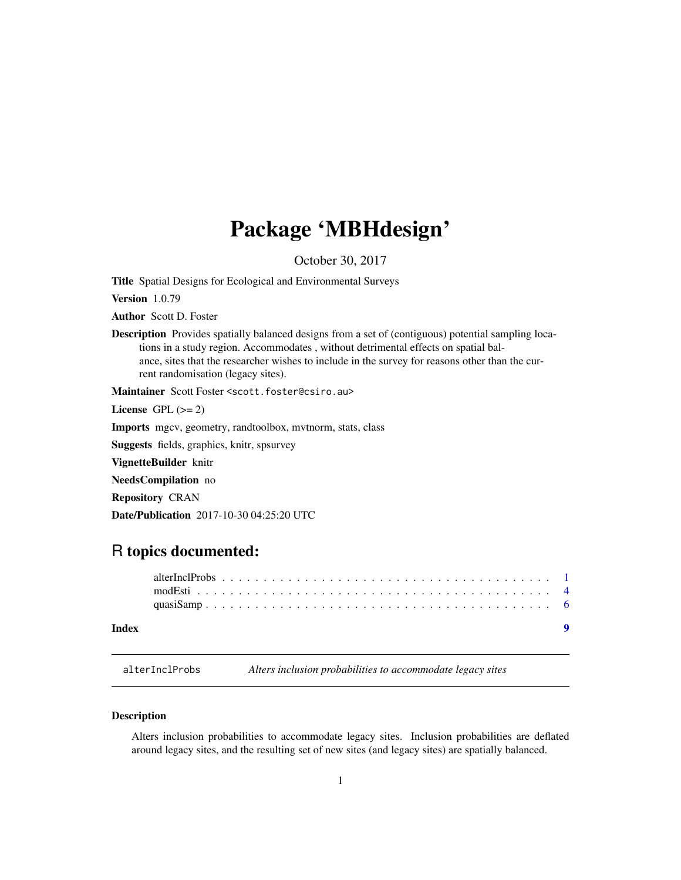# Package 'MBHdesign'

October 30, 2017

**Title** Spatial Designs for Ecological and Environmental Surveys

**Version** 1.0.79

**Author** Scott D. Foster

**Description** Provides spatially balanced designs from a set of (contiguous) potential sampling locations in a study region. Accommodates , without detrimental effects on spatial balance, sites that the researcher wishes to include in the survey for reasons other than the current randomisation (legacy sites).

**Maintainer** Scott Foster <scott.foster@csiro.au>

**License** GPL (>= 2)

**Imports** mgcv, geometry, randtoolbox, mvtnorm, stats, class

**Suggests** fields, graphics, knitr, spsurvey

**VignetteBuilder** knitr

**NeedsCompilation** no

**Repository** CRAN

**Date/Publication** 2017-10-30 04:25:20 UTC

## R topics documented:

- alterInclProbs . . . . . . . . . . . . . . . . . . . . . . . . . . . . . . . . . . . . . . . . 1
- modEsti . . . . . . . . . . . . . . . . . . . . . . . . . . . . . . . . . . . . . . . . . . . . 4
- quasiSamp . . . . . . . . . . . . . . . . . . . . . . . . . . . . . . . . . . . . . . . . . . 6

**Index** 9

---

`alterInclProbs` *Alters inclusion probabilities to accommodate legacy sites*

---

### Description

Alters inclusion probabilities to accommodate legacy sites. Inclusion probabilities are deflated around legacy sites, and the resulting set of new sites (and legacy sites) are spatially balanced.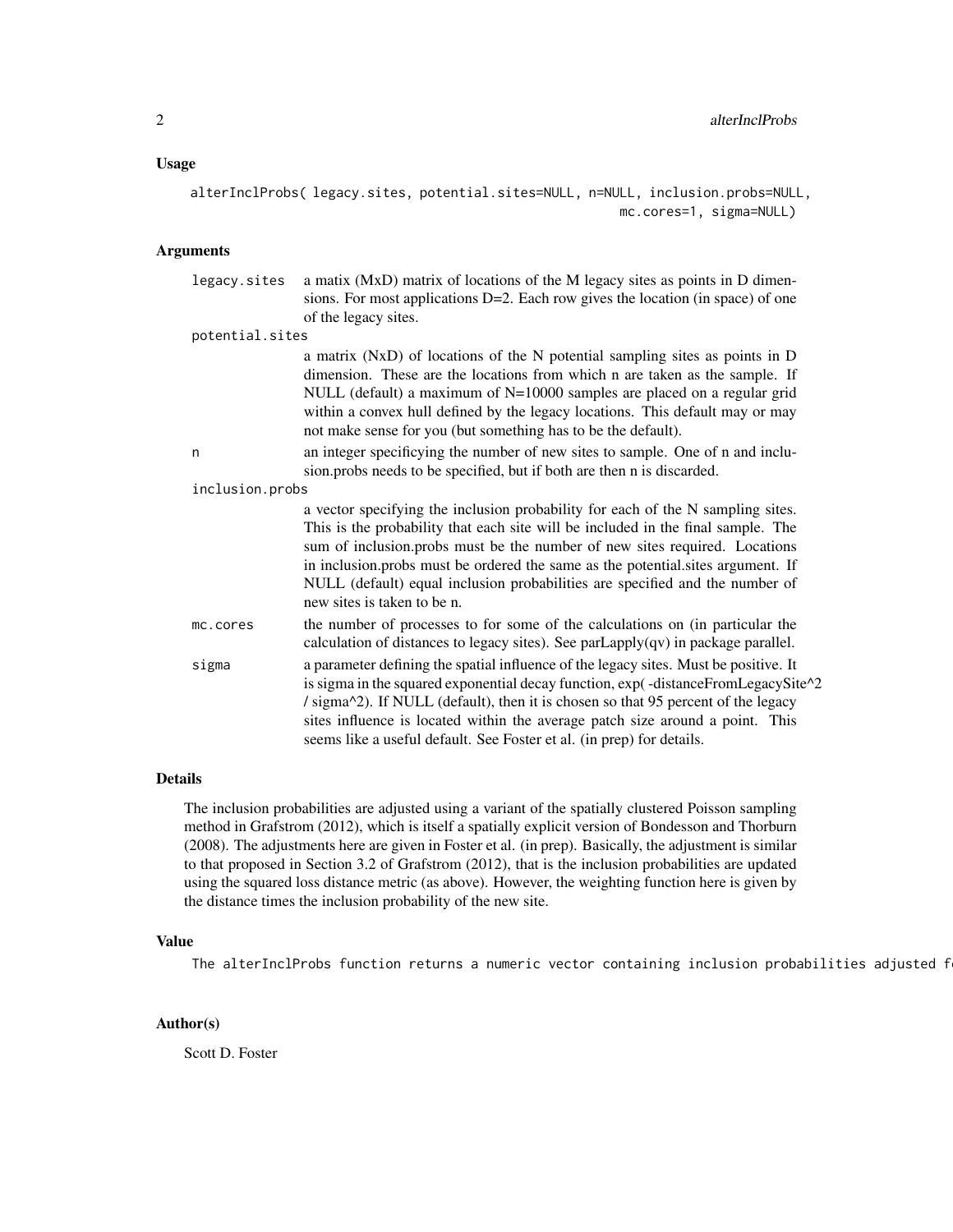## Usage

```
alterInclProbs( legacy.sites, potential.sites=NULL, n=NULL, inclusion.probs=NULL,
                                                    mc.cores=1, sigma=NULL)
```

## Arguments

`legacy.sites`
: a matix (MxD) matrix of locations of the M legacy sites as points in D dimensions. For most applications D=2. Each row gives the location (in space) of one of the legacy sites.

`potential.sites`
: a matrix (NxD) of locations of the N potential sampling sites as points in D dimension. These are the locations from which n are taken as the sample. If NULL (default) a maximum of N=10000 samples are placed on a regular grid within a convex hull defined by the legacy locations. This default may or may not make sense for you (but something has to be the default).

`n`
: an integer specificying the number of new sites to sample. One of n and inclusion.probs needs to be specified, but if both are then n is discarded.

`inclusion.probs`
: a vector specifying the inclusion probability for each of the N sampling sites. This is the probability that each site will be included in the final sample. The sum of inclusion.probs must be the number of new sites required. Locations in inclusion.probs must be ordered the same as the potential.sites argument. If NULL (default) equal inclusion probabilities are specified and the number of new sites is taken to be n.

`mc.cores`
: the number of processes to for some of the calculations on (in particular the calculation of distances to legacy sites). See parLapply(qv) in package parallel.

`sigma`
: a parameter defining the spatial influence of the legacy sites. Must be positive. It is sigma in the squared exponential decay function, exp( -distanceFromLegacySite^2 / sigma^2). If NULL (default), then it is chosen so that 95 percent of the legacy sites influence is located within the average patch size around a point. This seems like a useful default. See Foster et al. (in prep) for details.

## Details

The inclusion probabilities are adjusted using a variant of the spatially clustered Poisson sampling method in Grafstrom (2012), which is itself a spatially explicit version of Bondesson and Thorburn (2008). The adjustments here are given in Foster et al. (in prep). Basically, the adjustment is similar to that proposed in Section 3.2 of Grafstrom (2012), that is the inclusion probabilities are updated using the squared loss distance metric (as above). However, the weighting function here is given by the distance times the inclusion probability of the new site.

## Value

```
The alterInclProbs function returns a numeric vector containing inclusion probabilities adjusted f
```

## Author(s)

Scott D. Foster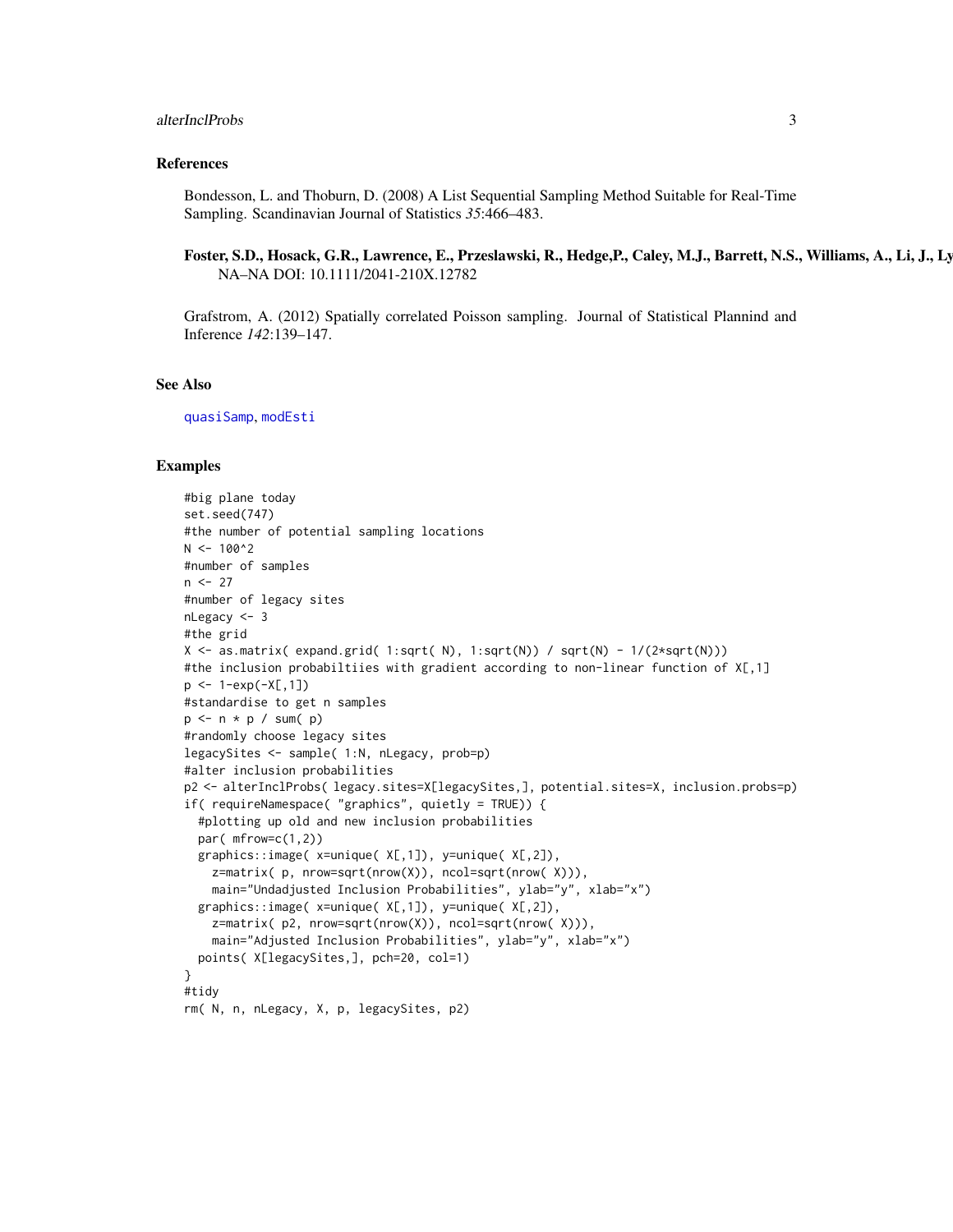## References

Bondesson, L. and Thoburn, D. (2008) A List Sequential Sampling Method Suitable for Real-Time Sampling. Scandinavian Journal of Statistics *35*:466–483.

**Foster, S.D., Hosack, G.R., Lawrence, E., Przeslawski, R., Hedge,P., Caley, M.J., Barrett, N.S., Williams, A., Li, J., Ly**
NA–NA DOI: 10.1111/2041-210X.12782

Grafstrom, A. (2012) Spatially correlated Poisson sampling. Journal of Statistical Plannind and Inference *142*:139–147.

## See Also

quasiSamp, modEsti

## Examples

```
#big plane today
set.seed(747)
#the number of potential sampling locations
N <- 100^2
#number of samples
n <- 27
#number of legacy sites
nLegacy <- 3
#the grid
X <- as.matrix( expand.grid( 1:sqrt( N), 1:sqrt(N)) / sqrt(N) - 1/(2*sqrt(N)))
#the inclusion probabiltiies with gradient according to non-linear function of X[,1]
p <- 1-exp(-X[,1])
#standardise to get n samples
p <- n * p / sum( p)
#randomly choose legacy sites
legacySites <- sample( 1:N, nLegacy, prob=p)
#alter inclusion probabilities
p2 <- alterInclProbs( legacy.sites=X[legacySites,], potential.sites=X, inclusion.probs=p)
if( requireNamespace( "graphics", quietly = TRUE)) {
  #plotting up old and new inclusion probabilities
  par( mfrow=c(1,2))
  graphics::image( x=unique( X[,1]), y=unique( X[,2]),
    z=matrix( p, nrow=sqrt(nrow(X)), ncol=sqrt(nrow( X))),
    main="Undadjusted Inclusion Probabilities", ylab="y", xlab="x")
  graphics::image( x=unique( X[,1]), y=unique( X[,2]),
    z=matrix( p2, nrow=sqrt(nrow(X)), ncol=sqrt(nrow( X))),
    main="Adjusted Inclusion Probabilities", ylab="y", xlab="x")
  points( X[legacySites,], pch=20, col=1)
}
#tidy
rm( N, n, nLegacy, X, p, legacySites, p2)
```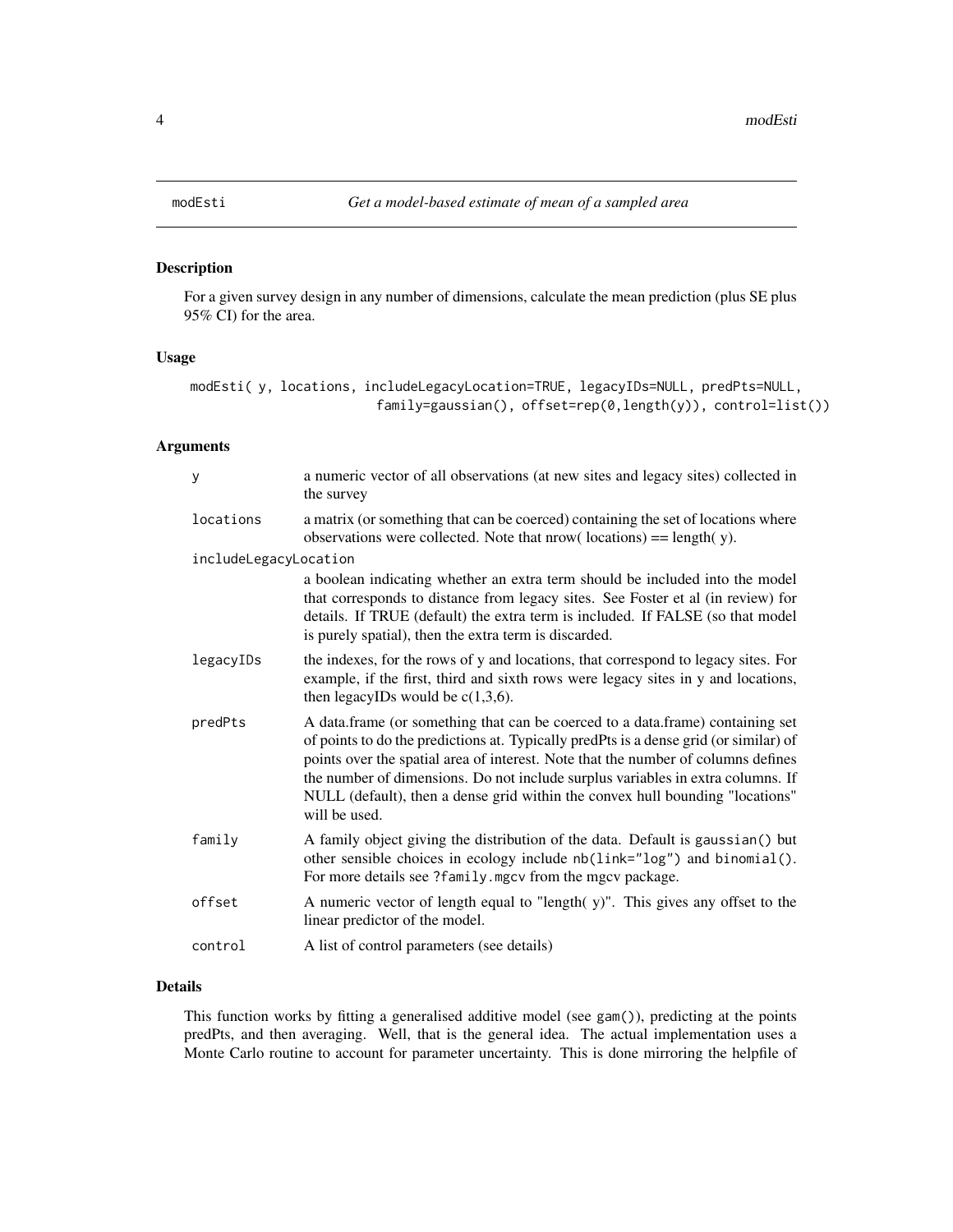# modEsti — *Get a model-based estimate of mean of a sampled area*

## Description

For a given survey design in any number of dimensions, calculate the mean prediction (plus SE plus 95% CI) for the area.

## Usage

```
modEsti( y, locations, includeLegacyLocation=TRUE, legacyIDs=NULL, predPts=NULL,
                      family=gaussian(), offset=rep(0,length(y)), control=list())
```

## Arguments

| | |
|---|---|
| `y` | a numeric vector of all observations (at new sites and legacy sites) collected in the survey |
| `locations` | a matrix (or something that can be coerced) containing the set of locations where observations were collected. Note that nrow( locations) == length( y). |
| `includeLegacyLocation` | a boolean indicating whether an extra term should be included into the model that corresponds to distance from legacy sites. See Foster et al (in review) for details. If TRUE (default) the extra term is included. If FALSE (so that model is purely spatial), then the extra term is discarded. |
| `legacyIDs` | the indexes, for the rows of y and locations, that correspond to legacy sites. For example, if the first, third and sixth rows were legacy sites in y and locations, then legacyIDs would be c(1,3,6). |
| `predPts` | A data.frame (or something that can be coerced to a data.frame) containing set of points to do the predictions at. Typically predPts is a dense grid (or similar) of points over the spatial area of interest. Note that the number of columns defines the number of dimensions. Do not include surplus variables in extra columns. If NULL (default), then a dense grid within the convex hull bounding "locations" will be used. |
| `family` | A family object giving the distribution of the data. Default is `gaussian()` but other sensible choices in ecology include `nb(link="log")` and `binomial()`. For more details see `?family.mgcv` from the mgcv package. |
| `offset` | A numeric vector of length equal to "length( y)". This gives any offset to the linear predictor of the model. |
| `control` | A list of control parameters (see details) |

## Details

This function works by fitting a generalised additive model (see `gam()`), predicting at the points predPts, and then averaging. Well, that is the general idea. The actual implementation uses a Monte Carlo routine to account for parameter uncertainty. This is done mirroring the helpfile of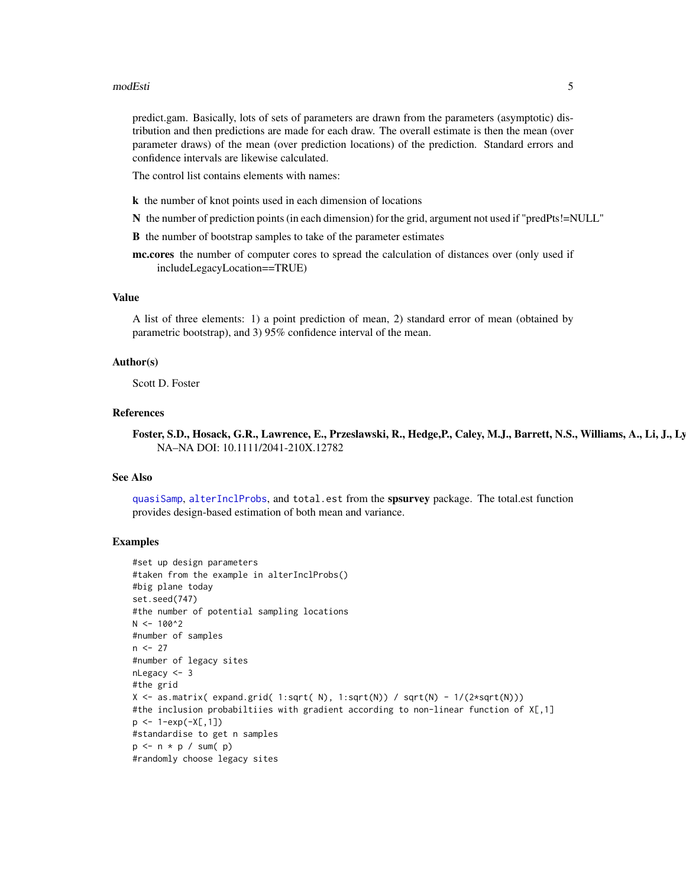predict.gam. Basically, lots of sets of parameters are drawn from the parameters (asymptotic) distribution and then predictions are made for each draw. The overall estimate is then the mean (over parameter draws) of the mean (over prediction locations) of the prediction. Standard errors and confidence intervals are likewise calculated.

The control list contains elements with names:

**k** the number of knot points used in each dimension of locations

**N** the number of prediction points (in each dimension) for the grid, argument not used if "predPts!=NULL"

**B** the number of bootstrap samples to take of the parameter estimates

**mc.cores** the number of computer cores to spread the calculation of distances over (only used if includeLegacyLocation==TRUE)

## Value

A list of three elements: 1) a point prediction of mean, 2) standard error of mean (obtained by parametric bootstrap), and 3) 95% confidence interval of the mean.

## Author(s)

Scott D. Foster

## References

**Foster, S.D., Hosack, G.R., Lawrence, E., Przeslawski, R., Hedge,P., Caley, M.J., Barrett, N.S., Williams, A., Li, J., Ly**
NA–NA DOI: 10.1111/2041-210X.12782

## See Also

`quasiSamp`, `alterInclProbs`, and `total.est` from the **spsurvey** package. The total.est function provides design-based estimation of both mean and variance.

## Examples

```
#set up design parameters
#taken from the example in alterInclProbs()
#big plane today
set.seed(747)
#the number of potential sampling locations
N <- 100^2
#number of samples
n <- 27
#number of legacy sites
nLegacy <- 3
#the grid
X <- as.matrix( expand.grid( 1:sqrt( N), 1:sqrt(N)) / sqrt(N) - 1/(2*sqrt(N)))
#the inclusion probabiltiies with gradient according to non-linear function of X[,1]
p <- 1-exp(-X[,1])
#standardise to get n samples
p <- n * p / sum( p)
#randomly choose legacy sites
```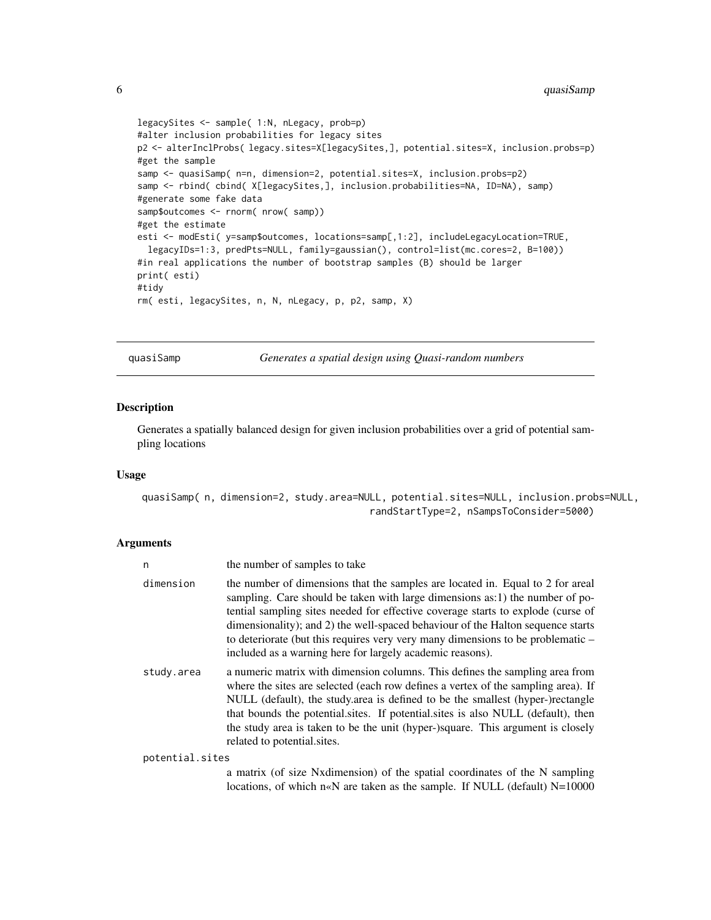```
legacySites <- sample( 1:N, nLegacy, prob=p)
#alter inclusion probabilities for legacy sites
p2 <- alterInclProbs( legacy.sites=X[legacySites,], potential.sites=X, inclusion.probs=p)
#get the sample
samp <- quasiSamp( n=n, dimension=2, potential.sites=X, inclusion.probs=p2)
samp <- rbind( cbind( X[legacySites,], inclusion.probabilities=NA, ID=NA), samp)
#generate some fake data
samp$outcomes <- rnorm( nrow( samp))
#get the estimate
esti <- modEsti( y=samp$outcomes, locations=samp[,1:2], includeLegacyLocation=TRUE,
  legacyIDs=1:3, predPts=NULL, family=gaussian(), control=list(mc.cores=2, B=100))
#in real applications the number of bootstrap samples (B) should be larger
print( esti)
#tidy
rm( esti, legacySites, n, N, nLegacy, p, p2, samp, X)
```

## quasiSamp — *Generates a spatial design using Quasi-random numbers*

### Description

Generates a spatially balanced design for given inclusion probabilities over a grid of potential sampling locations

### Usage

```
quasiSamp( n, dimension=2, study.area=NULL, potential.sites=NULL, inclusion.probs=NULL,
                                        randStartType=2, nSampsToConsider=5000)
```

### Arguments

| | |
|---|---|
| `n` | the number of samples to take |
| `dimension` | the number of dimensions that the samples are located in. Equal to 2 for areal sampling. Care should be taken with large dimensions as:1) the number of potential sampling sites needed for effective coverage starts to explode (curse of dimensionality); and 2) the well-spaced behaviour of the Halton sequence starts to deteriorate (but this requires very very many dimensions to be problematic – included as a warning here for largely academic reasons). |
| `study.area` | a numeric matrix with dimension columns. This defines the sampling area from where the sites are selected (each row defines a vertex of the sampling area). If NULL (default), the study.area is defined to be the smallest (hyper-)rectangle that bounds the potential.sites. If potential.sites is also NULL (default), then the study area is taken to be the unit (hyper-)square. This argument is closely related to potential.sites. |
| `potential.sites` | a matrix (of size Nxdimension) of the spatial coordinates of the N sampling locations, of which n«N are taken as the sample. If NULL (default) N=10000 |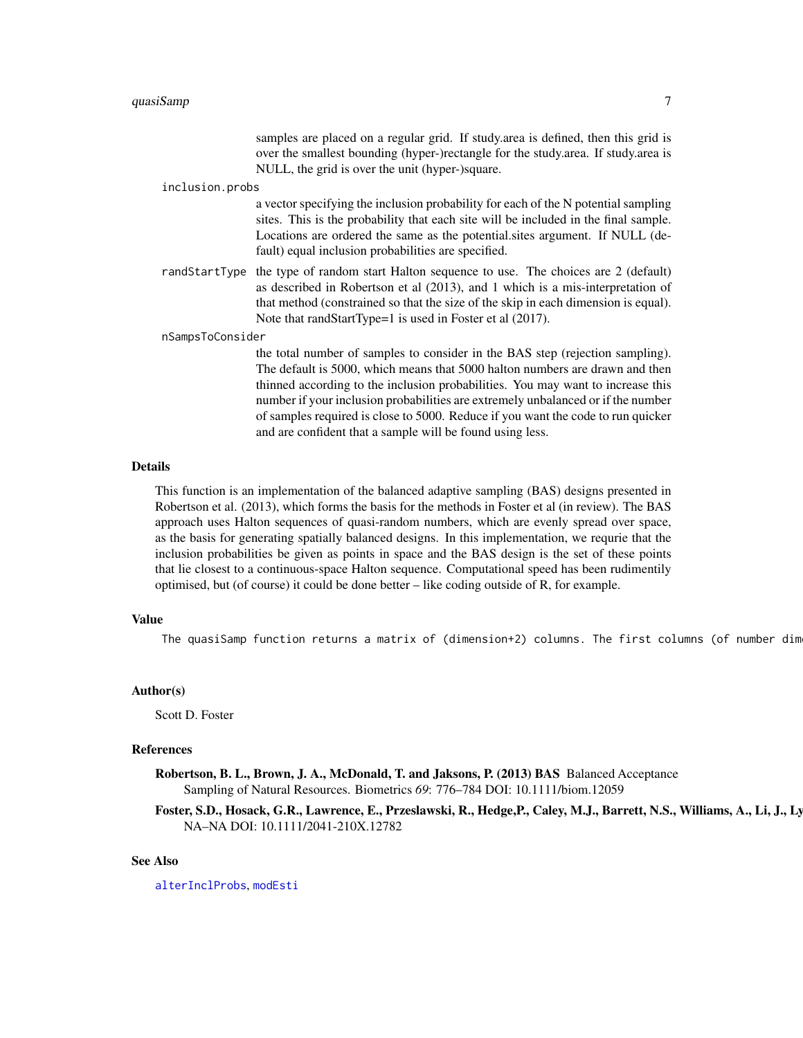samples are placed on a regular grid. If study.area is defined, then this grid is over the smallest bounding (hyper-)rectangle for the study.area. If study.area is NULL, the grid is over the unit (hyper-)square.

`inclusion.probs`
: a vector specifying the inclusion probability for each of the N potential sampling sites. This is the probability that each site will be included in the final sample. Locations are ordered the same as the potential.sites argument. If NULL (default) equal inclusion probabilities are specified.

`randStartType`
: the type of random start Halton sequence to use. The choices are 2 (default) as described in Robertson et al (2013), and 1 which is a mis-interpretation of that method (constrained so that the size of the skip in each dimension is equal). Note that randStartType=1 is used in Foster et al (2017).

`nSampsToConsider`
: the total number of samples to consider in the BAS step (rejection sampling). The default is 5000, which means that 5000 halton numbers are drawn and then thinned according to the inclusion probabilities. You may want to increase this number if your inclusion probabilities are extremely unbalanced or if the number of samples required is close to 5000. Reduce if you want the code to run quicker and are confident that a sample will be found using less.

## Details

This function is an implementation of the balanced adaptive sampling (BAS) designs presented in Robertson et al. (2013), which forms the basis for the methods in Foster et al (in review). The BAS approach uses Halton sequences of quasi-random numbers, which are evenly spread over space, as the basis for generating spatially balanced designs. In this implementation, we requrie that the inclusion probabilities be given as points in space and the BAS design is the set of these points that lie closest to a continuous-space Halton sequence. Computational speed has been rudimently optimised, but (of course) it could be done better – like coding outside of R, for example.

## Value

```
The quasiSamp function returns a matrix of (dimension+2) columns. The first columns (of number dim
```

## Author(s)

Scott D. Foster

## References

**Robertson, B. L., Brown, J. A., McDonald, T. and Jaksons, P. (2013) BAS** Balanced Acceptance Sampling of Natural Resources. Biometrics *69*: 776–784 DOI: 10.1111/biom.12059

**Foster, S.D., Hosack, G.R., Lawrence, E., Przeslawski, R., Hedge,P., Caley, M.J., Barrett, N.S., Williams, A., Li, J., Ly** NA–NA DOI: 10.1111/2041-210X.12782

## See Also

alterInclProbs, modEsti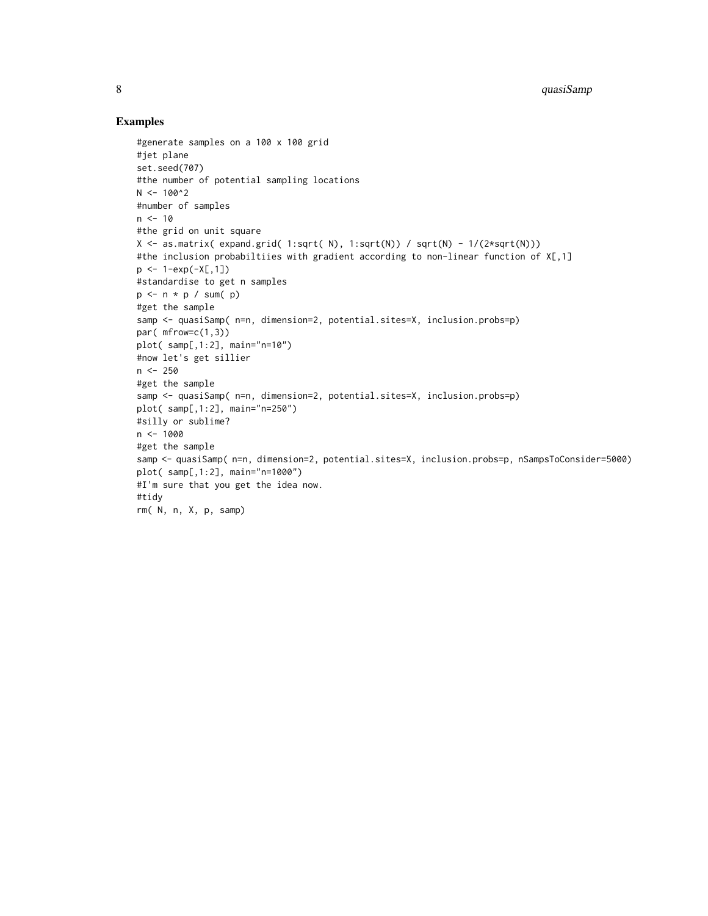## Examples

```
#generate samples on a 100 x 100 grid
#jet plane
set.seed(707)
#the number of potential sampling locations
N <- 100^2
#number of samples
n <- 10
#the grid on unit square
X <- as.matrix( expand.grid( 1:sqrt( N), 1:sqrt(N)) / sqrt(N) - 1/(2*sqrt(N)))
#the inclusion probabiltiies with gradient according to non-linear function of X[,1]
p <- 1-exp(-X[,1])
#standardise to get n samples
p <- n * p / sum( p)
#get the sample
samp <- quasiSamp( n=n, dimension=2, potential.sites=X, inclusion.probs=p)
par( mfrow=c(1,3))
plot( samp[,1:2], main="n=10")
#now let's get sillier
n <- 250
#get the sample
samp <- quasiSamp( n=n, dimension=2, potential.sites=X, inclusion.probs=p)
plot( samp[,1:2], main="n=250")
#silly or sublime?
n <- 1000
#get the sample
samp <- quasiSamp( n=n, dimension=2, potential.sites=X, inclusion.probs=p, nSampsToConsider=5000)
plot( samp[,1:2], main="n=1000")
#I'm sure that you get the idea now.
#tidy
rm( N, n, X, p, samp)
```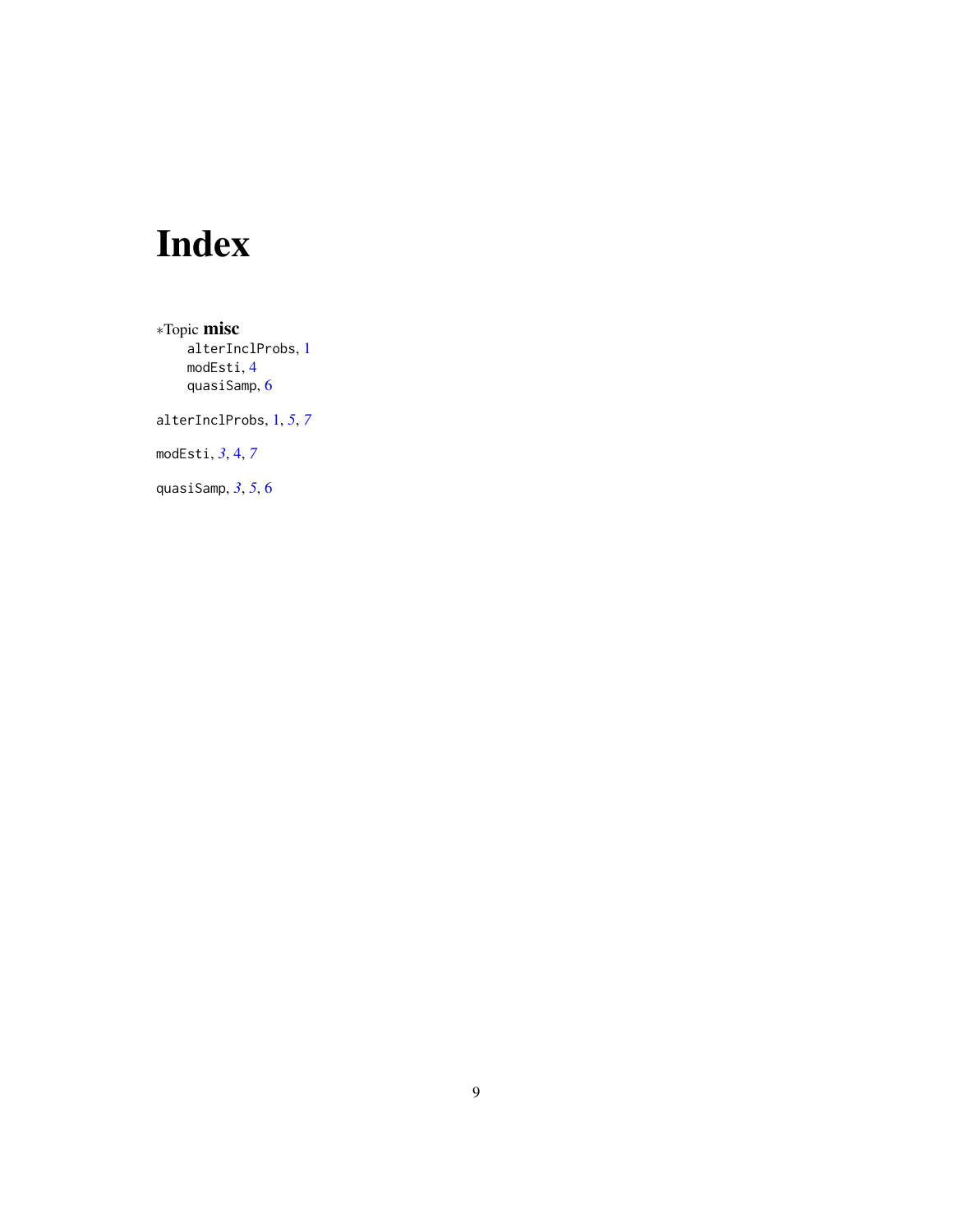# Index

∗Topic **misc**

alterInclProbs, 1
modEsti, 4
quasiSamp, 6

alterInclProbs, 1, *5*, *7*

modEsti, *3*, 4, *7*

quasiSamp, *3*, *5*, 6